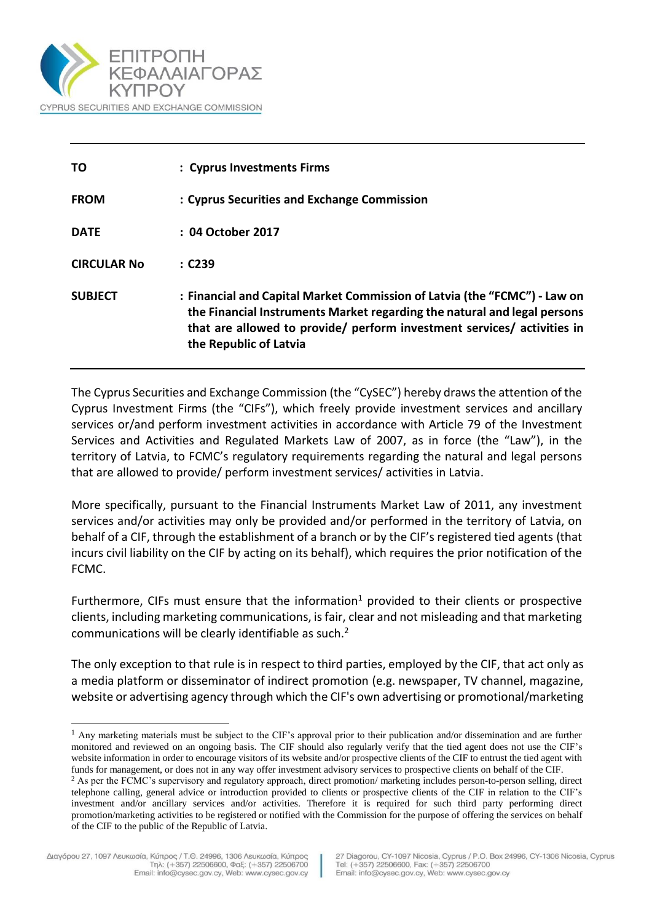ΕΠΙΤΡΟΠΗ ΚΕΦΑΛΑΙΑΓΟΡΑΣ ΚΥΠΡΟΥ

CYPRUS SECURITIES AND EXCHANGE COMMISSION

| | |
|---|---|
| **TO** | **: Cyprus Investments Firms** |
| **FROM** | **: Cyprus Securities and Exchange Commission** |
| **DATE** | **: 04 October 2017** |
| **CIRCULAR No** | **: C239** |
| **SUBJECT** | **: Financial and Capital Market Commission of Latvia (the "FCMC") - Law on the Financial Instruments Market regarding the natural and legal persons that are allowed to provide/ perform investment services/ activities in the Republic of Latvia** |

The Cyprus Securities and Exchange Commission (the "CySEC") hereby draws the attention of the Cyprus Investment Firms (the "CIFs"), which freely provide investment services and ancillary services or/and perform investment activities in accordance with Article 79 of the Investment Services and Activities and Regulated Markets Law of 2007, as in force (the "Law"), in the territory of Latvia, to FCMC's regulatory requirements regarding the natural and legal persons that are allowed to provide/ perform investment services/ activities in Latvia.

More specifically, pursuant to the Financial Instruments Market Law of 2011, any investment services and/or activities may only be provided and/or performed in the territory of Latvia, on behalf of a CIF, through the establishment of a branch or by the CIF's registered tied agents (that incurs civil liability on the CIF by acting on its behalf), which requires the prior notification of the FCMC.

Furthermore, CIFs must ensure that the information[1] provided to their clients or prospective clients, including marketing communications, is fair, clear and not misleading and that marketing communications will be clearly identifiable as such.[2]

The only exception to that rule is in respect to third parties, employed by the CIF, that act only as a media platform or disseminator of indirect promotion (e.g. newspaper, TV channel, magazine, website or advertising agency through which the CIF's own advertising or promotional/marketing

---

[1] Any marketing materials must be subject to the CIF's approval prior to their publication and/or dissemination and are further monitored and reviewed on an ongoing basis. The CIF should also regularly verify that the tied agent does not use the CIF's website information in order to encourage visitors of its website and/or prospective clients of the CIF to entrust the tied agent with funds for management, or does not in any way offer investment advisory services to prospective clients on behalf of the CIF.

[2] As per the FCMC's supervisory and regulatory approach, direct promotion/ marketing includes person-to-person selling, direct telephone calling, general advice or introduction provided to clients or prospective clients of the CIF in relation to the CIF's investment and/or ancillary services and/or activities. Therefore it is required for such third party performing direct promotion/marketing activities to be registered or notified with the Commission for the purpose of offering the services on behalf of the CIF to the public of the Republic of Latvia.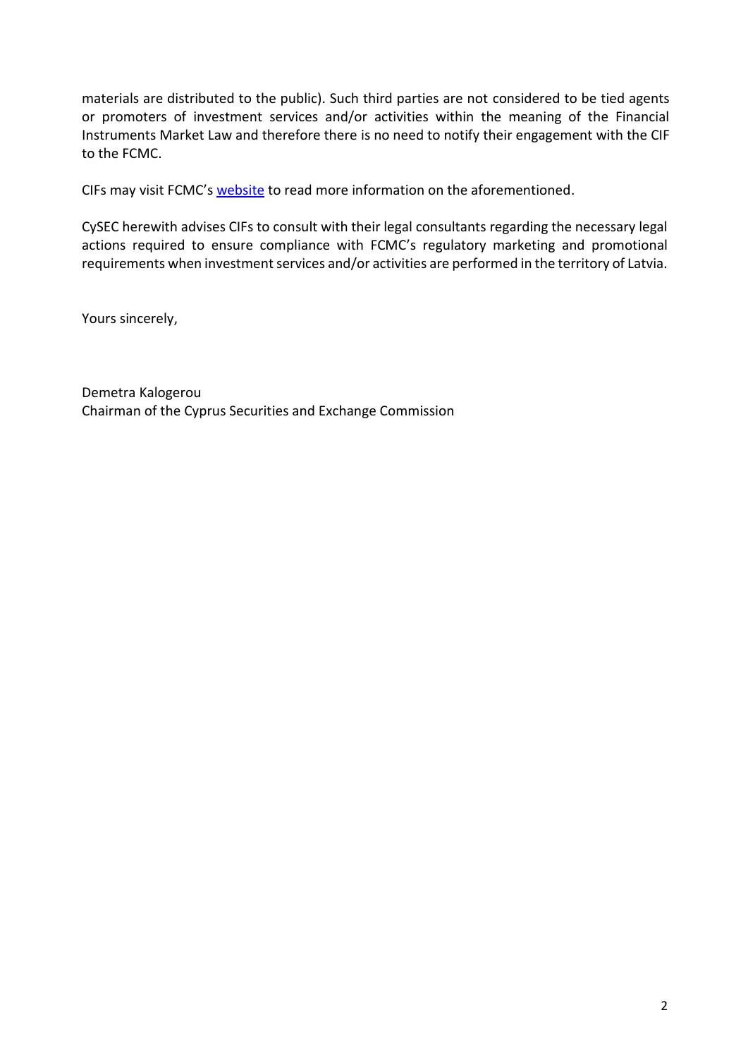materials are distributed to the public). Such third parties are not considered to be tied agents or promoters of investment services and/or activities within the meaning of the Financial Instruments Market Law and therefore there is no need to notify their engagement with the CIF to the FCMC.

CIFs may visit FCMC's website to read more information on the aforementioned.

CySEC herewith advises CIFs to consult with their legal consultants regarding the necessary legal actions required to ensure compliance with FCMC's regulatory marketing and promotional requirements when investment services and/or activities are performed in the territory of Latvia.

Yours sincerely,

Demetra Kalogerou
Chairman of the Cyprus Securities and Exchange Commission